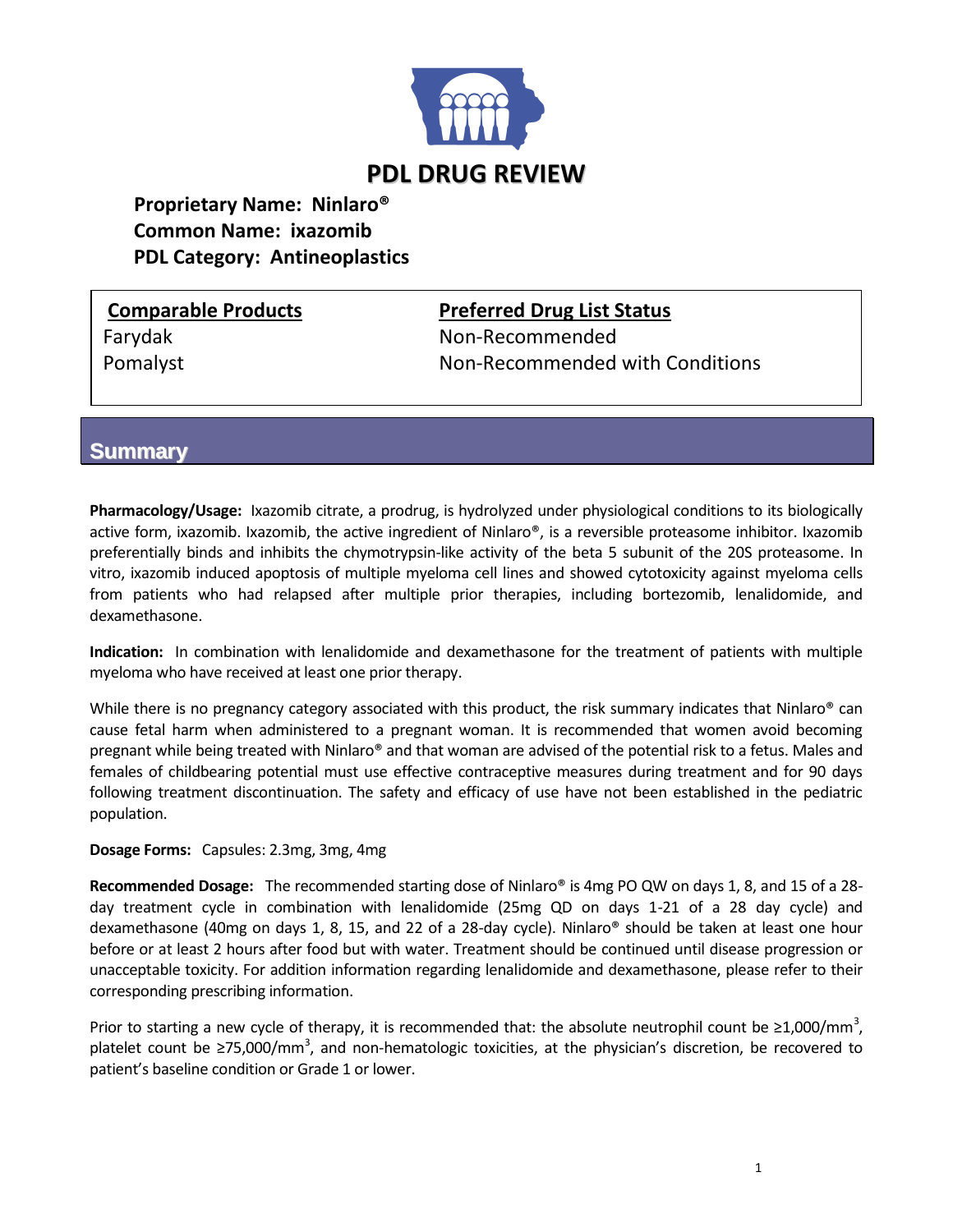# PDL DRUG REVIEW

**Proprietary Name: Ninlaro®**
**Common Name: ixazomib**
**PDL Category: Antineoplastics**

| Comparable Products | Preferred Drug List Status |
|---|---|
| Farydak | Non-Recommended |
| Pomalyst | Non-Recommended with Conditions |

## Summary

**Pharmacology/Usage:** Ixazomib citrate, a prodrug, is hydrolyzed under physiological conditions to its biologically active form, ixazomib. Ixazomib, the active ingredient of Ninlaro®, is a reversible proteasome inhibitor. Ixazomib preferentially binds and inhibits the chymotrypsin-like activity of the beta 5 subunit of the 20S proteasome. In vitro, ixazomib induced apoptosis of multiple myeloma cell lines and showed cytotoxicity against myeloma cells from patients who had relapsed after multiple prior therapies, including bortezomib, lenalidomide, and dexamethasone.

**Indication:** In combination with lenalidomide and dexamethasone for the treatment of patients with multiple myeloma who have received at least one prior therapy.

While there is no pregnancy category associated with this product, the risk summary indicates that Ninlaro® can cause fetal harm when administered to a pregnant woman. It is recommended that women avoid becoming pregnant while being treated with Ninlaro® and that woman are advised of the potential risk to a fetus. Males and females of childbearing potential must use effective contraceptive measures during treatment and for 90 days following treatment discontinuation. The safety and efficacy of use have not been established in the pediatric population.

**Dosage Forms:** Capsules: 2.3mg, 3mg, 4mg

**Recommended Dosage:** The recommended starting dose of Ninlaro® is 4mg PO QW on days 1, 8, and 15 of a 28-day treatment cycle in combination with lenalidomide (25mg QD on days 1-21 of a 28 day cycle) and dexamethasone (40mg on days 1, 8, 15, and 22 of a 28-day cycle). Ninlaro® should be taken at least one hour before or at least 2 hours after food but with water. Treatment should be continued until disease progression or unacceptable toxicity. For addition information regarding lenalidomide and dexamethasone, please refer to their corresponding prescribing information.

Prior to starting a new cycle of therapy, it is recommended that: the absolute neutrophil count be $\geq 1{,}000/mm^3$, platelet count be $\geq 75{,}000/mm^3$, and non-hematologic toxicities, at the physician's discretion, be recovered to patient's baseline condition or Grade 1 or lower.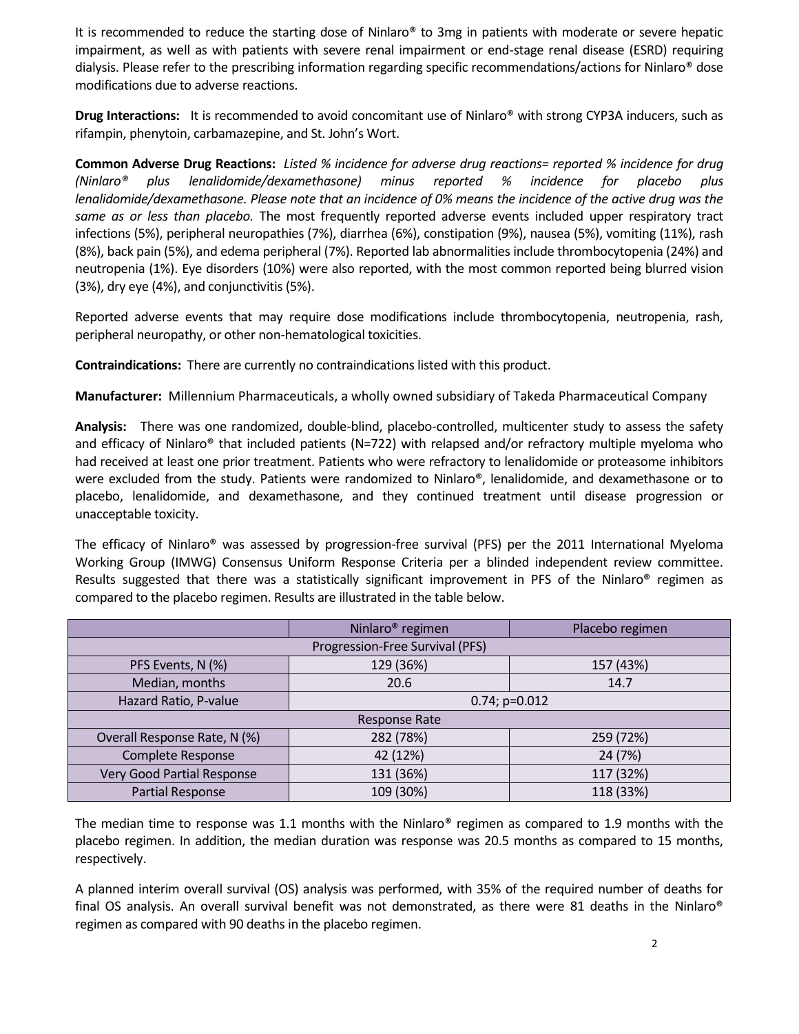It is recommended to reduce the starting dose of Ninlaro® to 3mg in patients with moderate or severe hepatic impairment, as well as with patients with severe renal impairment or end-stage renal disease (ESRD) requiring dialysis. Please refer to the prescribing information regarding specific recommendations/actions for Ninlaro® dose modifications due to adverse reactions.

**Drug Interactions:** It is recommended to avoid concomitant use of Ninlaro® with strong CYP3A inducers, such as rifampin, phenytoin, carbamazepine, and St. John's Wort.

**Common Adverse Drug Reactions:** *Listed % incidence for adverse drug reactions= reported % incidence for drug (Ninlaro® plus lenalidomide/dexamethasone) minus reported % incidence for placebo plus lenalidomide/dexamethasone. Please note that an incidence of 0% means the incidence of the active drug was the same as or less than placebo.* The most frequently reported adverse events included upper respiratory tract infections (5%), peripheral neuropathies (7%), diarrhea (6%), constipation (9%), nausea (5%), vomiting (11%), rash (8%), back pain (5%), and edema peripheral (7%). Reported lab abnormalities include thrombocytopenia (24%) and neutropenia (1%). Eye disorders (10%) were also reported, with the most common reported being blurred vision (3%), dry eye (4%), and conjunctivitis (5%).

Reported adverse events that may require dose modifications include thrombocytopenia, neutropenia, rash, peripheral neuropathy, or other non-hematological toxicities.

**Contraindications:** There are currently no contraindications listed with this product.

**Manufacturer:** Millennium Pharmaceuticals, a wholly owned subsidiary of Takeda Pharmaceutical Company

**Analysis:** There was one randomized, double-blind, placebo-controlled, multicenter study to assess the safety and efficacy of Ninlaro® that included patients (N=722) with relapsed and/or refractory multiple myeloma who had received at least one prior treatment. Patients who were refractory to lenalidomide or proteasome inhibitors were excluded from the study. Patients were randomized to Ninlaro®, lenalidomide, and dexamethasone or to placebo, lenalidomide, and dexamethasone, and they continued treatment until disease progression or unacceptable toxicity.

The efficacy of Ninlaro® was assessed by progression-free survival (PFS) per the 2011 International Myeloma Working Group (IMWG) Consensus Uniform Response Criteria per a blinded independent review committee. Results suggested that there was a statistically significant improvement in PFS of the Ninlaro® regimen as compared to the placebo regimen. Results are illustrated in the table below.

| | Ninlaro® regimen | Placebo regimen |
|---|---|---|
| Progression-Free Survival (PFS) | | |
| PFS Events, N (%) | 129 (36%) | 157 (43%) |
| Median, months | 20.6 | 14.7 |
| Hazard Ratio, P-value | 0.74; p=0.012 | |
| Response Rate | | |
| Overall Response Rate, N (%) | 282 (78%) | 259 (72%) |
| Complete Response | 42 (12%) | 24 (7%) |
| Very Good Partial Response | 131 (36%) | 117 (32%) |
| Partial Response | 109 (30%) | 118 (33%) |

The median time to response was 1.1 months with the Ninlaro® regimen as compared to 1.9 months with the placebo regimen. In addition, the median duration was response was 20.5 months as compared to 15 months, respectively.

A planned interim overall survival (OS) analysis was performed, with 35% of the required number of deaths for final OS analysis. An overall survival benefit was not demonstrated, as there were 81 deaths in the Ninlaro® regimen as compared with 90 deaths in the placebo regimen.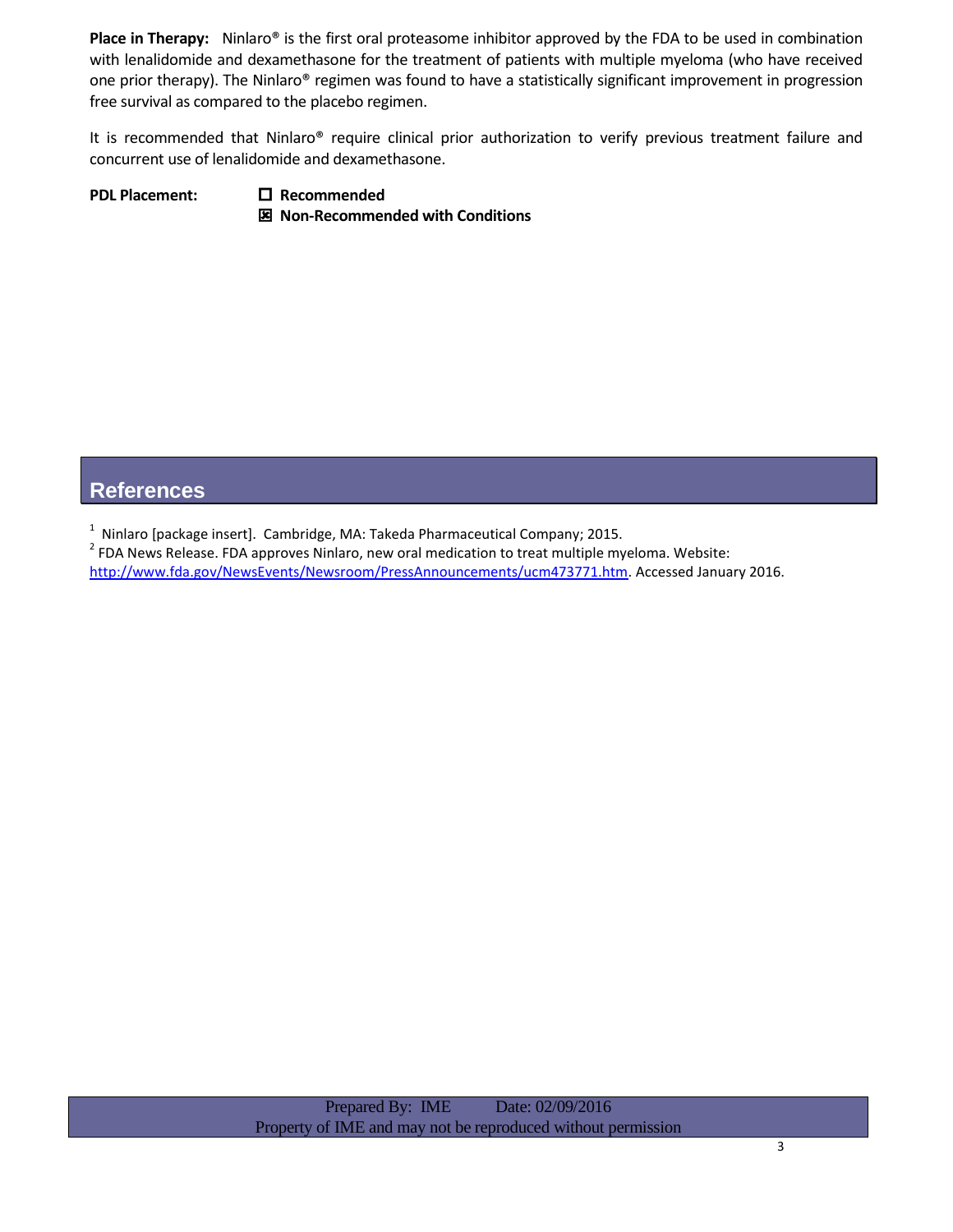**Place in Therapy:** Ninlaro® is the first oral proteasome inhibitor approved by the FDA to be used in combination with lenalidomide and dexamethasone for the treatment of patients with multiple myeloma (who have received one prior therapy). The Ninlaro® regimen was found to have a statistically significant improvement in progression free survival as compared to the placebo regimen.

It is recommended that Ninlaro® require clinical prior authorization to verify previous treatment failure and concurrent use of lenalidomide and dexamethasone.

**PDL Placement:**
- ☐ **Recommended**
- ☒ **Non-Recommended with Conditions**

## References

[1] Ninlaro [package insert]. Cambridge, MA: Takeda Pharmaceutical Company; 2015.
[2] FDA News Release. FDA approves Ninlaro, new oral medication to treat multiple myeloma. Website: http://www.fda.gov/NewsEvents/Newsroom/PressAnnouncements/ucm473771.htm. Accessed January 2016.

Prepared By: IME Date: 02/09/2016
Property of IME and may not be reproduced without permission